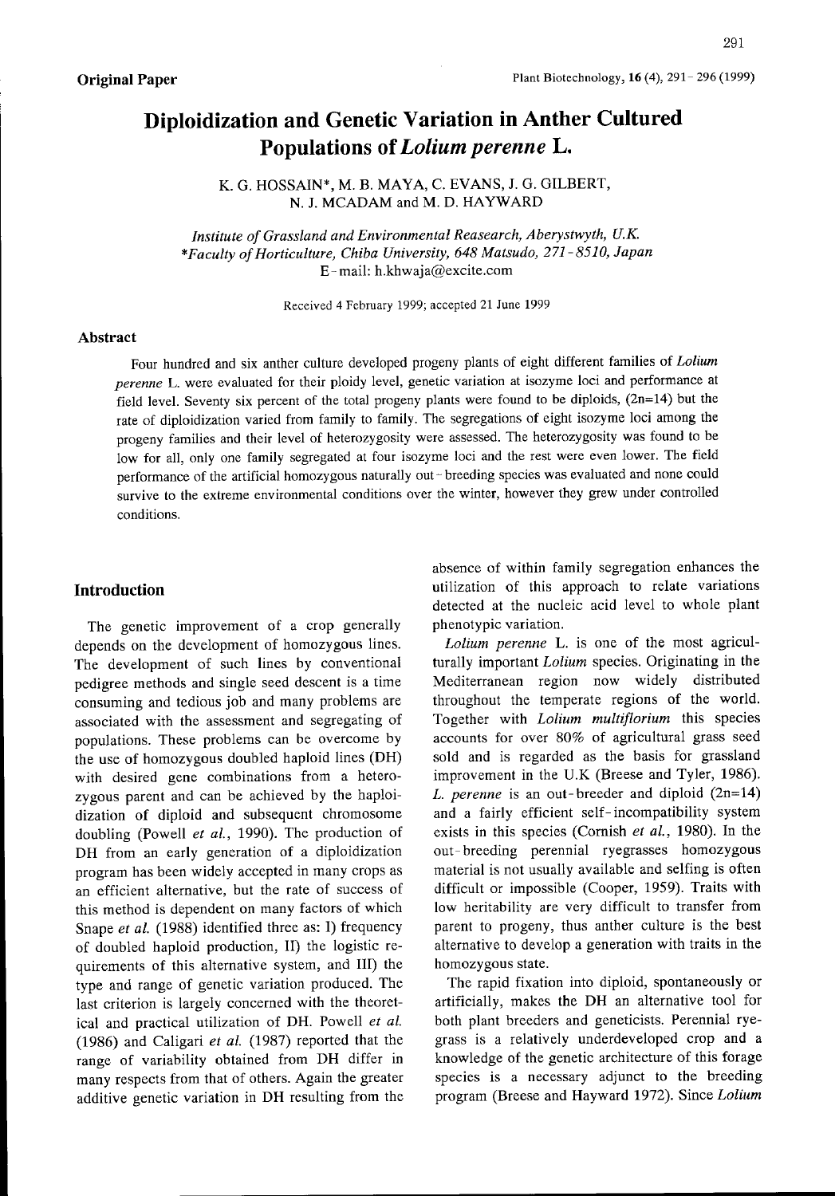**Original Paper**

# Diploidization and Genetic Variation in Anther Cultured Populations of *Lolium perenne* L.

K. G. HOSSAIN*, M. B. MAYA, C. EVANS, J. G. GILBERT, N. J. MCADAM and M. D. HAYWARD

*Institute of Grassland and Environmental Reasearch, Aberystwyth, U.K.*
*\*Faculty of Horticulture, Chiba University, 648 Matsudo, 271-8510, Japan*
E-mail: h.khwaja@excite.com

Received 4 February 1999; accepted 21 June 1999

## Abstract

Four hundred and six anther culture developed progeny plants of eight different families of *Lolium perenne* L. were evaluated for their ploidy level, genetic variation at isozyme loci and performance at field level. Seventy six percent of the total progeny plants were found to be diploids, (2n=14) but the rate of diploidization varied from family to family. The segregations of eight isozyme loci among the progeny families and their level of heterozygosity were assessed. The heterozygosity was found to be low for all, only one family segregated at four isozyme loci and the rest were even lower. The field performance of the artificial homozygous naturally out-breeding species was evaluated and none could survive to the extreme environmental conditions over the winter, however they grew under controlled conditions.

## Introduction

The genetic improvement of a crop generally depends on the development of homozygous lines. The development of such lines by conventional pedigree methods and single seed descent is a time consuming and tedious job and many problems are associated with the assessment and segregating of populations. These problems can be overcome by the use of homozygous doubled haploid lines (DH) with desired gene combinations from a heterozygous parent and can be achieved by the haploidization of diploid and subsequent chromosome doubling (Powell *et al.*, 1990). The production of DH from an early generation of a diploidization program has been widely accepted in many crops as an efficient alternative, but the rate of success of this method is dependent on many factors of which Snape *et al.* (1988) identified three as: I) frequency of doubled haploid production, II) the logistic requirements of this alternative system, and III) the type and range of genetic variation produced. The last criterion is largely concerned with the theoretical and practical utilization of DH. Powell *et al.* (1986) and Caligari *et al.* (1987) reported that the range of variability obtained from DH differ in many respects from that of others. Again the greater additive genetic variation in DH resulting from the absence of within family segregation enhances the utilization of this approach to relate variations detected at the nucleic acid level to whole plant phenotypic variation.

*Lolium perenne* L. is one of the most agriculturally important *Lolium* species. Originating in the Mediterranean region now widely distributed throughout the temperate regions of the world. Together with *Lolium multiflorium* this species accounts for over 80% of agricultural grass seed sold and is regarded as the basis for grassland improvement in the U.K (Breese and Tyler, 1986). *L. perenne* is an out-breeder and diploid (2n=14) and a fairly efficient self-incompatibility system exists in this species (Cornish *et al.*, 1980). In the out-breeding perennial ryegrasses homozygous material is not usually available and selfing is often difficult or impossible (Cooper, 1959). Traits with low heritability are very difficult to transfer from parent to progeny, thus anther culture is the best alternative to develop a generation with traits in the homozygous state.

The rapid fixation into diploid, spontaneously or artificially, makes the DH an alternative tool for both plant breeders and geneticists. Perennial ryegrass is a relatively underdeveloped crop and a knowledge of the genetic architecture of this forage species is a necessary adjunct to the breeding program (Breese and Hayward 1972). Since *Lolium*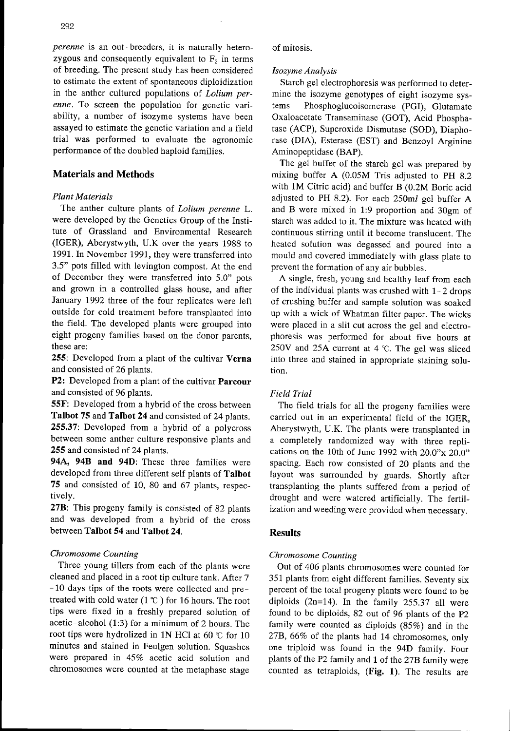*perenne* is an out-breeders, it is naturally heterozygous and consequently equivalent to $F_2$ in terms of breeding. The present study has been considered to estimate the extent of spontaneous diploidization in the anther cultured populations of *Lolium perenne*. To screen the population for genetic variability, a number of isozyme systems have been assayed to estimate the genetic variation and a field trial was performed to evaluate the agronomic performance of the doubled haploid families.

## Materials and Methods

### *Plant Materials*

The anther culture plants of *Lolium perenne* L. were developed by the Genetics Group of the Institute of Grassland and Environmental Research (IGER), Aberystwyth, U.K over the years 1988 to 1991. In November 1991, they were transferred into 3.5" pots filled with levington compost. At the end of December they were transferred into 5.0" pots and grown in a controlled glass house, and after January 1992 three of the four replicates were left outside for cold treatment before transplanted into the field. The developed plants were grouped into eight progeny families based on the donor parents, these are:

**255:** Developed from a plant of the cultivar **Verna** and consisted of 26 plants.

**P2:** Developed from a plant of the cultivar **Parcour** and consisted of 96 plants.

**55F:** Developed from a hybrid of the cross between **Talbot 75** and **Talbot 24** and consisted of 24 plants.

**255.37**: Developed from a hybrid of a polycross between some anther culture responsive plants and **255** and consisted of 24 plants.

**94A, 94B and 94D**: These three families were developed from three different self plants of **Talbot 75** and consisted of 10, 80 and 67 plants, respectively.

**27B:** This progeny family is consisted of 82 plants and was developed from a hybrid of the cross between **Talbot 54** and **Talbot 24**.

### *Chromosome Counting*

Three young tillers from each of the plants were cleaned and placed in a root tip culture tank. After 7-10 days tips of the roots were collected and pretreated with cold water (1 ℃) for 16 hours. The root tips were fixed in a freshly prepared solution of acetic-alcohol (1:3) for a minimum of 2 hours. The root tips were hydrolized in 1N HCl at 60 ℃ for 10 minutes and stained in Feulgen solution. Squashes were prepared in 45% acetic acid solution and chromosomes were counted at the metaphase stage of mitosis.

### *Isozyme Analysis*

Starch gel electrophoresis was performed to determine the isozyme genotypes of eight isozyme systems - Phosphoglucoisomerase (PGI), Glutamate Oxaloacetate Transaminase (GOT), Acid Phosphatase (ACP), Superoxide Dismutase (SOD), Diaphorase (DIA), Esterase (EST) and Benzoyl Arginine Aminopeptidase (BAP).

The gel buffer of the starch gel was prepared by mixing buffer A (0.05M Tris adjusted to PH 8.2 with 1M Citric acid) and buffer B (0.2M Boric acid adjusted to PH 8.2). For each 250*ml* gel buffer A and B were mixed in 1:9 proportion and 30gm of starch was added to it. The mixture was heated with continuous stirring until it become translucent. The heated solution was degassed and poured into a mould and covered immediately with glass plate to prevent the formation of any air bubbles.

A single, fresh, young and healthy leaf from each of the individual plants was crushed with 1-2 drops of crushing buffer and sample solution was soaked up with a wick of Whatman filter paper. The wicks were placed in a slit cut across the gel and electrophoresis was performed for about five hours at 250V and 25A current at 4 ℃. The gel was sliced into three and stained in appropriate staining solution.

### *Field Trial*

The field trials for all the progeny families were carried out in an experimental field of the IGER, Aberystwyth, U.K. The plants were transplanted in a completely randomized way with three replications on the 10th of June 1992 with 20.0"x 20.0" spacing. Each row consisted of 20 plants and the layout was surrounded by guards. Shortly after transplanting the plants suffered from a period of drought and were watered artificially. The fertilization and weeding were provided when necessary.

## Results

### *Chromosome Counting*

Out of 406 plants chromosomes were counted for 351 plants from eight different families. Seventy six percent of the total progeny plants were found to be diploids (2n=14). In the family 255.37 all were found to be diploids, 82 out of 96 plants of the P2 family were counted as diploids (85%) and in the 27B, 66% of the plants had 14 chromosomes, only one triploid was found in the 94D family. Four plants of the P2 family and 1 of the 27B family were counted as tetraploids, (**Fig. 1**). The results are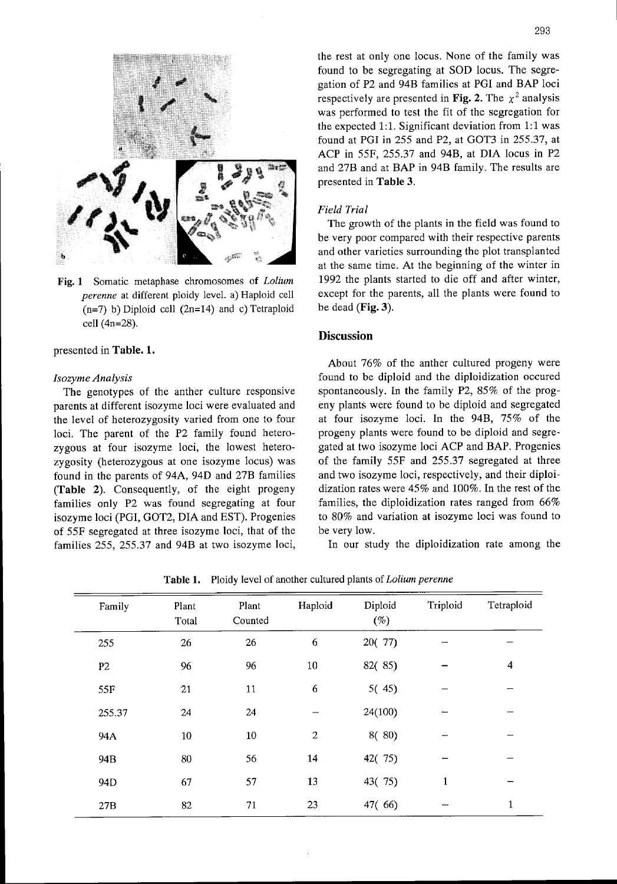Fig. 1 Somatic metaphase chromosomes of *Lolium perenne* at different ploidy level. a) Haploid cell (n=7) b) Diploid cell (2n=14) and c) Tetraploid cell (4n=28).

presented in **Table. 1.**

*Isozyme Analysis*

The genotypes of the anther culture responsive parents at different isozyme loci were evaluated and the level of heterozygosity varied from one to four loci. The parent of the P2 family found heterozygous at four isozyme loci, the lowest heterozygosity (heterozygous at one isozyme locus) was found in the parents of 94A, 94D and 27B families (**Table 2**). Consequently, of the eight progeny families only P2 was found segregating at four isozyme loci (PGI, GOT2, DIA and EST). Progenies of 55F segregated at three isozyme loci, that of the families 255, 255.37 and 94B at two isozyme loci, the rest at only one locus. None of the family was found to be segregating at SOD locus. The segregation of P2 and 94B families at PGI and BAP loci respectively are presented in **Fig. 2.** The $\chi^2$ analysis was performed to test the fit of the segregation for the expected 1:1. Significant deviation from 1:1 was found at PGI in 255 and P2, at GOT3 in 255.37, at ACP in 55F, 255.37 and 94B, at DIA locus in P2 and 27B and at BAP in 94B family. The results are presented in **Table 3**.

*Field Trial*

The growth of the plants in the field was found to be very poor compared with their respective parents and other varieties surrounding the plot transplanted at the same time. At the beginning of the winter in 1992 the plants started to die off and after winter, except for the parents, all the plants were found to be dead (**Fig. 3**).

## Discussion

About 76% of the anther cultured progeny were found to be diploid and the diploidization occured spontaneously. In the family P2, 85% of the progeny plants were found to be diploid and segregated at four isozyme loci. In the 94B, 75% of the progeny plants were found to be diploid and segregated at two isozyme loci ACP and BAP. Progenies of the family 55F and 255.37 segregated at three and two isozyme loci, respectively, and their diploidization rates were 45% and 100%. In the rest of the families, the diploidization rates ranged from 66% to 80% and variation at isozyme loci was found to be very low.

In our study the diploidization rate among the

**Table 1.** Ploidy level of another cultured plants of *Lolium perenne*

| Family | Plant Total | Plant Counted | Haploid | Diploid (%) | Triploid | Tetraploid |
|---|---|---|---|---|---|---|
| 255 | 26 | 26 | 6 | 20( 77) | – | – |
| P2 | 96 | 96 | 10 | 82( 85) | – | 4 |
| 55F | 21 | 11 | 6 | 5( 45) | – | – |
| 255.37 | 24 | 24 | – | 24(100) | – | – |
| 94A | 10 | 10 | 2 | 8( 80) | – | – |
| 94B | 80 | 56 | 14 | 42( 75) | – | – |
| 94D | 67 | 57 | 13 | 43( 75) | 1 | – |
| 27B | 82 | 71 | 23 | 47( 66) | – | 1 |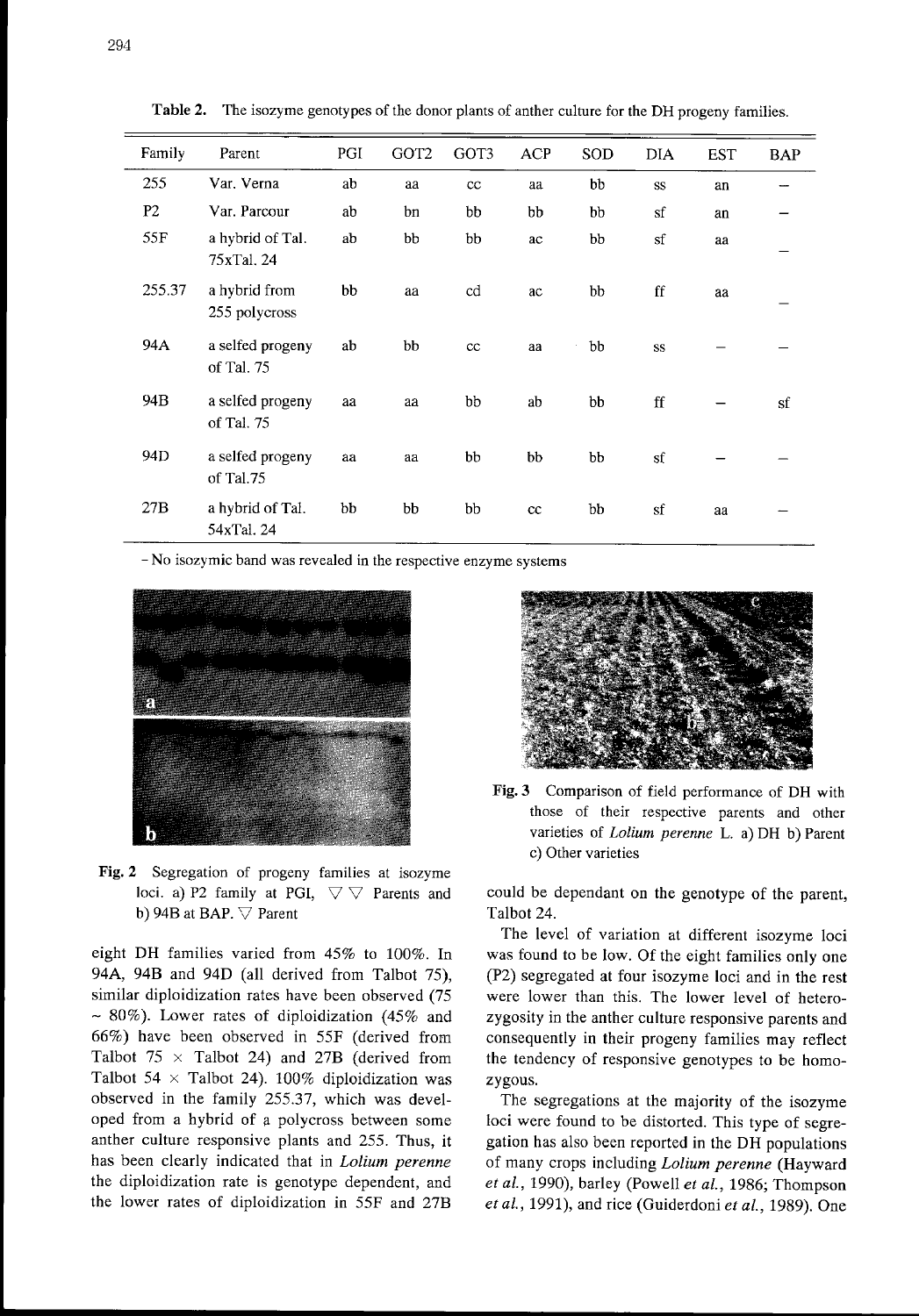Table 2. The isozyme genotypes of the donor plants of anther culture for the DH progeny families.

| Family | Parent | PGI | GOT2 | GOT3 | ACP | SOD | DIA | EST | BAP |
|---|---|---|---|---|---|---|---|---|---|
| 255 | Var. Verna | ab | aa | cc | aa | bb | ss | an | – |
| P2 | Var. Parcour | ab | bn | bb | bb | bb | sf | an | – |
| 55F | a hybrid of Tal. 75xTal. 24 | ab | bb | bb | ac | bb | sf | aa | – |
| 255.37 | a hybrid from 255 polycross | bb | aa | cd | ac | bb | ff | aa | – |
| 94A | a selfed progeny of Tal. 75 | ab | bb | cc | aa | bb | ss | – | – |
| 94B | a selfed progeny of Tal. 75 | aa | aa | bb | ab | bb | ff | – | sf |
| 94D | a selfed progeny of Tal.75 | aa | aa | bb | bb | bb | sf | – | – |
| 27B | a hybrid of Tal. 54xTal. 24 | bb | bb | bb | cc | bb | sf | aa | – |

– No isozymic band was revealed in the respective enzyme systems

Fig. 2 Segregation of progeny families at isozyme loci. a) P2 family at PGI, ▽ ▽ Parents and b) 94B at BAP. ▽ Parent

Fig. 3 Comparison of field performance of DH with those of their respective parents and other varieties of *Lolium perenne* L. a) DH b) Parent c) Other varieties

eight DH families varied from 45% to 100%. In 94A, 94B and 94D (all derived from Talbot 75), similar diploidization rates have been observed (75 ~ 80%). Lower rates of diploidization (45% and 66%) have been observed in 55F (derived from Talbot 75 × Talbot 24) and 27B (derived from Talbot 54 × Talbot 24). 100% diploidization was observed in the family 255.37, which was developed from a hybrid of a polycross between some anther culture responsive plants and 255. Thus, it has been clearly indicated that in *Lolium perenne* the diploidization rate is genotype dependent, and the lower rates of diploidization in 55F and 27B could be dependant on the genotype of the parent, Talbot 24.

The level of variation at different isozyme loci was found to be low. Of the eight families only one (P2) segregated at four isozyme loci and in the rest were lower than this. The lower level of heterozygosity in the anther culture responsive parents and consequently in their progeny families may reflect the tendency of responsive genotypes to be homozygous.

The segregations at the majority of the isozyme loci were found to be distorted. This type of segregation has also been reported in the DH populations of many crops including *Lolium perenne* (Hayward *et al.*, 1990), barley (Powell *et al.*, 1986; Thompson *et al.*, 1991), and rice (Guiderdoni *et al.*, 1989). One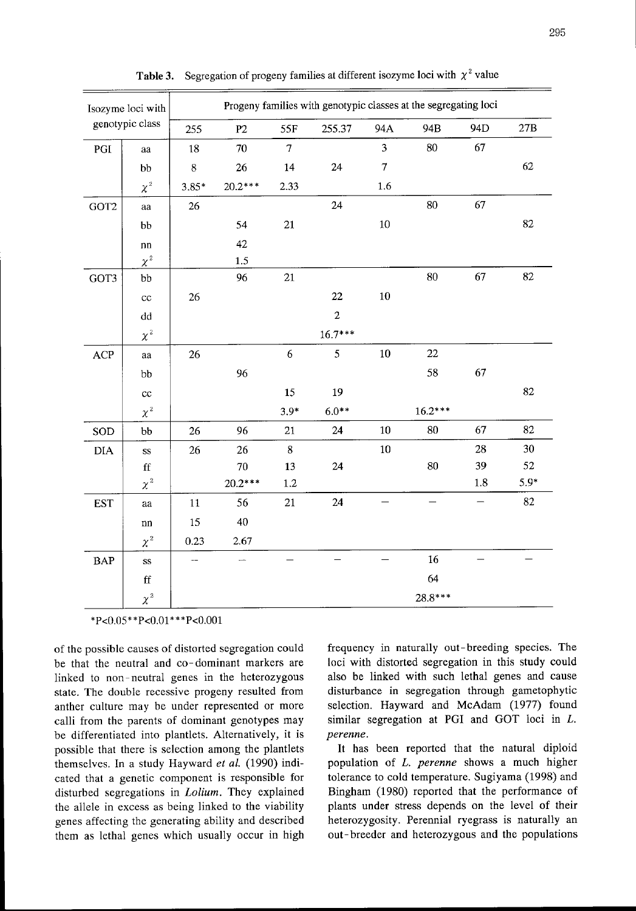**Table 3.** Segregation of progeny families at different isozyme loci with $\chi^2$ value

| Isozyme loci with genotypic class | | Progeny families with genotypic classes at the segregating loci | | | | | | | |
|---|---|---|---|---|---|---|---|---|---|
| | | 255 | P2 | 55F | 255.37 | 94A | 94B | 94D | 27B |
| PGI | aa | 18 | 70 | 7 | | 3 | 80 | 67 | |
| | bb | 8 | 26 | 14 | 24 | 7 | | | 62 |
| | $\chi^2$ | 3.85* | 20.2*** | 2.33 | | 1.6 | | | |
| GOT2 | aa | 26 | | | 24 | | 80 | 67 | |
| | bb | | 54 | 21 | | 10 | | | 82 |
| | nn | | 42 | | | | | | |
| | $\chi^2$ | | 1.5 | | | | | | |
| GOT3 | bb | | 96 | 21 | | | 80 | 67 | 82 |
| | cc | 26 | | | 22 | 10 | | | |
| | dd | | | | 2 | | | | |
| | $\chi^2$ | | | | 16.7*** | | | | |
| ACP | aa | 26 | | 6 | 5 | 10 | 22 | | |
| | bb | | 96 | | | | 58 | 67 | |
| | cc | | | 15 | 19 | | | | 82 |
| | $\chi^2$ | | | 3.9* | 6.0** | | 16.2*** | | |
| SOD | bb | 26 | 96 | 21 | 24 | 10 | 80 | 67 | 82 |
| DIA | ss | 26 | 26 | 8 | | 10 | | 28 | 30 |
| | ff | | 70 | 13 | 24 | | 80 | 39 | 52 |
| | $\chi^2$ | | 20.2*** | 1.2 | | | | 1.8 | 5.9* |
| EST | aa | 11 | 56 | 21 | 24 | – | – | – | 82 |
| | nn | 15 | 40 | | | | | | |
| | $\chi^2$ | 0.23 | 2.67 | | | | | | |
| BAP | ss | – | – | – | – | – | 16 | – | – |
| | ff | | | | | | 64 | | |
| | $\chi^2$ | | | | | | 28.8*** | | |

*P<0.05**P<0.01***P<0.001

of the possible causes of distorted segregation could be that the neutral and co-dominant markers are linked to non-neutral genes in the heterozygous state. The double recessive progeny resulted from anther culture may be under represented or more calli from the parents of dominant genotypes may be differentiated into plantlets. Alternatively, it is possible that there is selection among the plantlets themselves. In a study Hayward *et al.* (1990) indicated that a genetic component is responsible for disturbed segregations in *Lolium*. They explained the allele in excess as being linked to the viability genes affecting the generating ability and described them as lethal genes which usually occur in high frequency in naturally out-breeding species. The loci with distorted segregation in this study could also be linked with such lethal genes and cause disturbance in segregation through gametophytic selection. Hayward and McAdam (1977) found similar segregation at PGI and GOT loci in *L. perenne*.

It has been reported that the natural diploid population of *L. perenne* shows a much higher tolerance to cold temperature. Sugiyama (1998) and Bingham (1980) reported that the performance of plants under stress depends on the level of their heterozygosity. Perennial ryegrass is naturally an out-breeder and heterozygous and the populations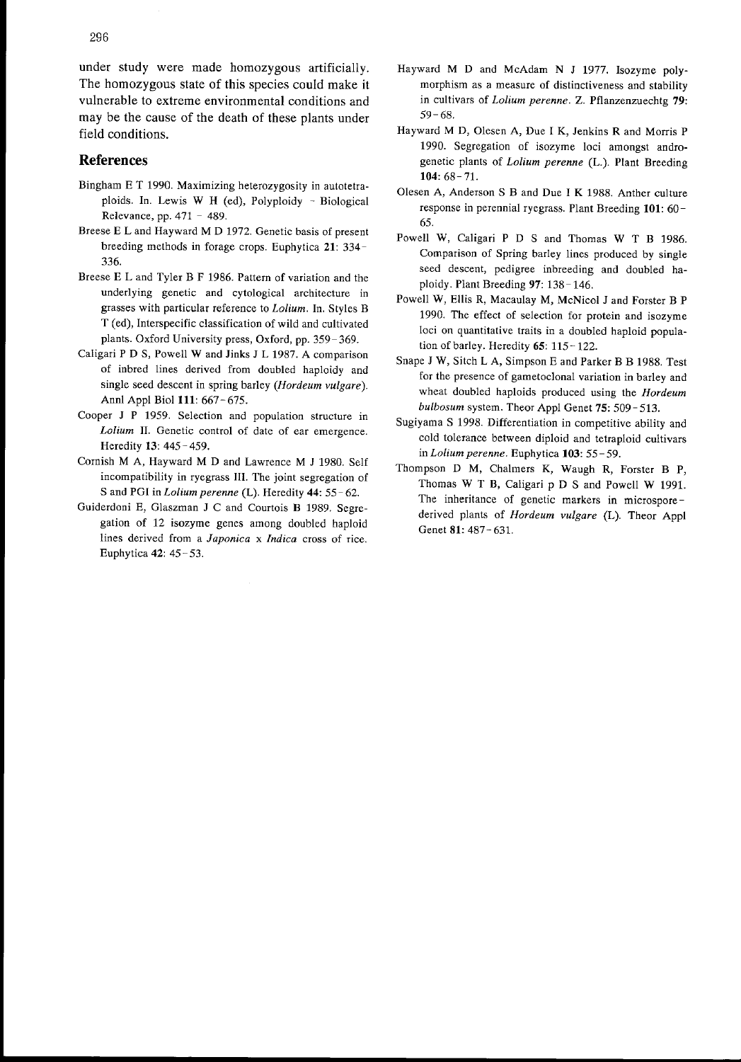under study were made homozygous artificially. The homozygous state of this species could make it vulnerable to extreme environmental conditions and may be the cause of the death of these plants under field conditions.

## References

Bingham E T 1990. Maximizing heterozygosity in autotetraploids. In. Lewis W H (ed), Polyploidy - Biological Relevance, pp. 471 - 489.

Breese E L and Hayward M D 1972. Genetic basis of present breeding methods in forage crops. Euphytica **21**: 334-336.

Breese E L and Tyler B F 1986. Pattern of variation and the underlying genetic and cytological architecture in grasses with particular reference to *Lolium*. In. Styles B T (ed), Interspecific classification of wild and cultivated plants. Oxford University press, Oxford, pp. 359-369.

Caligari P D S, Powell W and Jinks J L 1987. A comparison of inbred lines derived from doubled haploidy and single seed descent in spring barley (*Hordeum vulgare*). Annl Appl Biol **111**: 667-675.

Cooper J P 1959. Selection and population structure in *Lolium* II. Genetic control of date of ear emergence. Heredity **13**: 445-459.

Cornish M A, Hayward M D and Lawrence M J 1980. Self incompatibility in ryegrass III. The joint segregation of S and PGI in *Lolium perenne* (L). Heredity **44**: 55-62.

Guiderdoni E, Glaszman J C and Courtois B 1989. Segregation of 12 isozyme genes among doubled haploid lines derived from a *Japonica* x *Indica* cross of rice. Euphytica **42**: 45-53.

Hayward M D and McAdam N J 1977. Isozyme polymorphism as a measure of distinctiveness and stability in cultivars of *Lolium perenne*. Z. Pflanzenzuechtg **79**: 59-68.

Hayward M D, Olesen A, Due I K, Jenkins R and Morris P 1990. Segregation of isozyme loci amongst androgenetic plants of *Lolium perenne* (L.). Plant Breeding **104**: 68-71.

Olesen A, Anderson S B and Due I K 1988. Anther culture response in perennial ryegrass. Plant Breeding **101**: 60-65.

Powell W, Caligari P D S and Thomas W T B 1986. Comparison of Spring barley lines produced by single seed descent, pedigree inbreeding and doubled haploidy. Plant Breeding **97**: 138-146.

Powell W, Ellis R, Macaulay M, McNicol J and Forster B P 1990. The effect of selection for protein and isozyme loci on quantitative traits in a doubled haploid population of barley. Heredity **65**: 115-122.

Snape J W, Sitch L A, Simpson E and Parker B B 1988. Test for the presence of gametoclonal variation in barley and wheat doubled haploids produced using the *Hordeum bulbosum* system. Theor Appl Genet **75**: 509-513.

Sugiyama S 1998. Differentiation in competitive ability and cold tolerance between diploid and tetraploid cultivars in *Lolium perenne*. Euphytica **103**: 55-59.

Thompson D M, Chalmers K, Waugh R, Forster B P, Thomas W T B, Caligari p D S and Powell W 1991. The inheritance of genetic markers in microspore-derived plants of *Hordeum vulgare* (L). Theor Appl Genet **81**: 487-631.